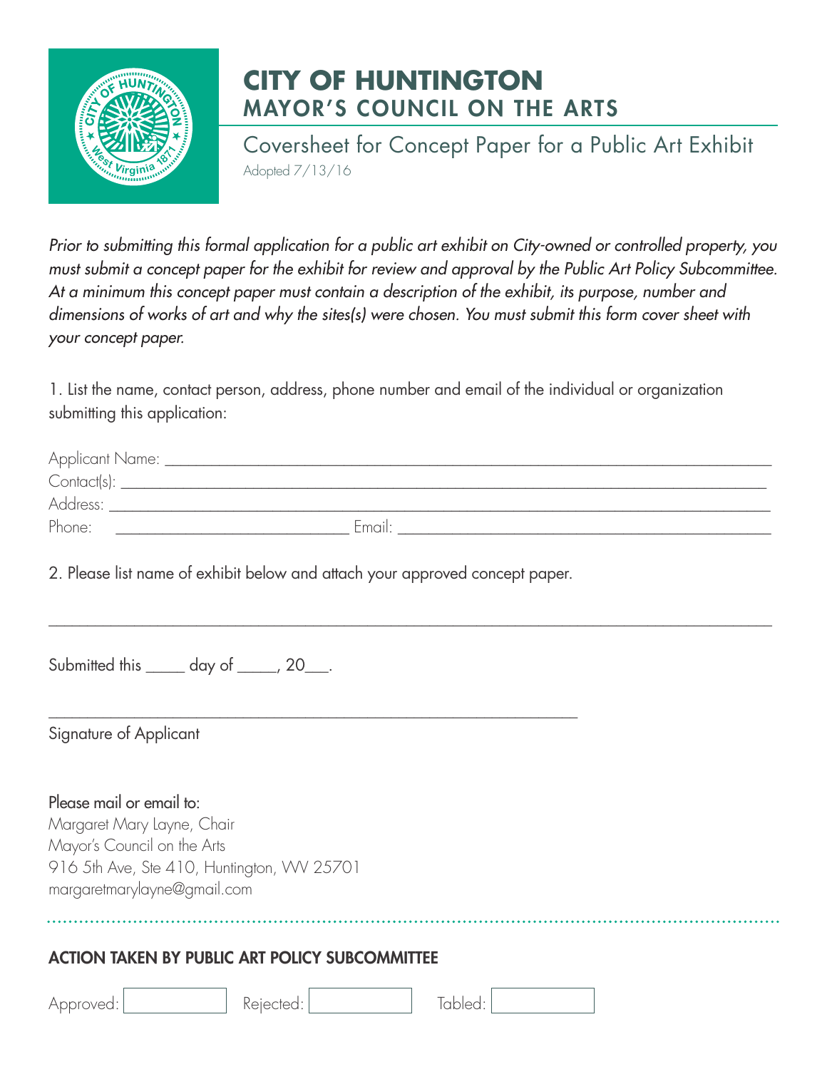# CITY OF HUNTINGTON
## MAYOR'S COUNCIL ON THE ARTS

Coversheet for Concept Paper for a Public Art Exhibit

Adopted 7/13/16

*Prior to submitting this formal application for a public art exhibit on City-owned or controlled property, you must submit a concept paper for the exhibit for review and approval by the Public Art Policy Subcommittee. At a minimum this concept paper must contain a description of the exhibit, its purpose, number and dimensions of works of art and why the sites(s) were chosen. You must submit this form cover sheet with your concept paper.*

1. List the name, contact person, address, phone number and email of the individual or organization submitting this application:

Applicant Name: ___________________________________________

Contact(s): ___________________________________________

Address: ___________________________________________

Phone: ___________________________ Email: ___________________________

2. Please list name of exhibit below and attach your approved concept paper.

___________________________________________

Submitted this _____ day of _____, 20___.

___________________________________________

Signature of Applicant

Please mail or email to:

Margaret Mary Layne, Chair

Mayor's Council on the Arts

916 5th Ave, Ste 410, Huntington, WV 25701

margaretmarylayne@gmail.com

---

### ACTION TAKEN BY PUBLIC ART POLICY SUBCOMMITTEE

Approved: ☐ Rejected: ☐ Tabled: ☐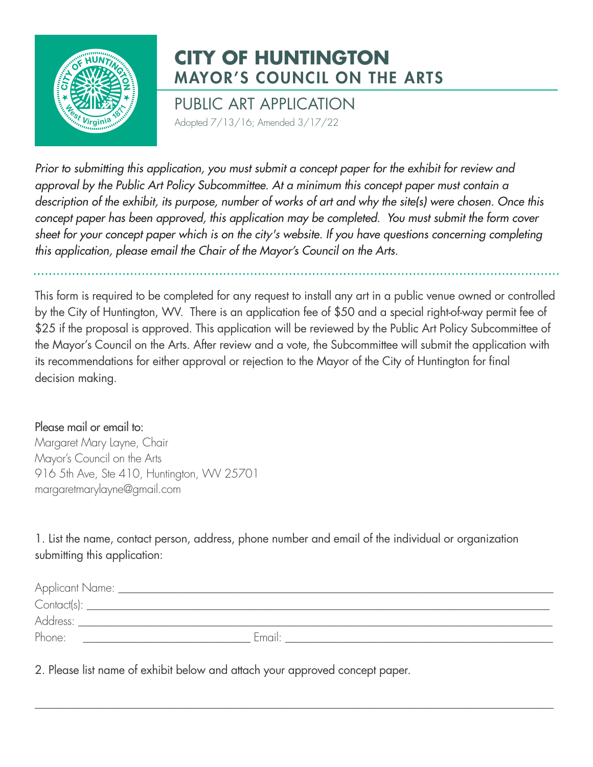# CITY OF HUNTINGTON
## MAYOR'S COUNCIL ON THE ARTS

### PUBLIC ART APPLICATION

Adopted 7/13/16; Amended 3/17/22

*Prior to submitting this application, you must submit a concept paper for the exhibit for review and approval by the Public Art Policy Subcommittee. At a minimum this concept paper must contain a description of the exhibit, its purpose, number of works of art and why the site(s) were chosen. Once this concept paper has been approved, this application may be completed. You must submit the form cover sheet for your concept paper which is on the city's website. If you have questions concerning completing this application, please email the Chair of the Mayor's Council on the Arts.*

---

This form is required to be completed for any request to install any art in a public venue owned or controlled by the City of Huntington, WV. There is an application fee of $50 and a special right-of-way permit fee of $25 if the proposal is approved. This application will be reviewed by the Public Art Policy Subcommittee of the Mayor's Council on the Arts. After review and a vote, the Subcommittee will submit the application with its recommendations for either approval or rejection to the Mayor of the City of Huntington for final decision making.

Please mail or email to:
Margaret Mary Layne, Chair
Mayor's Council on the Arts
916 5th Ave, Ste 410, Huntington, WV 25701
margaretmarylayne@gmail.com

1. List the name, contact person, address, phone number and email of the individual or organization submitting this application:

Applicant Name: ____________________________________________________________

Contact(s): ________________________________________________________________

Address: __________________________________________________________________

Phone: ____________________________ Email: __________________________________

2. Please list name of exhibit below and attach your approved concept paper.

__________________________________________________________________________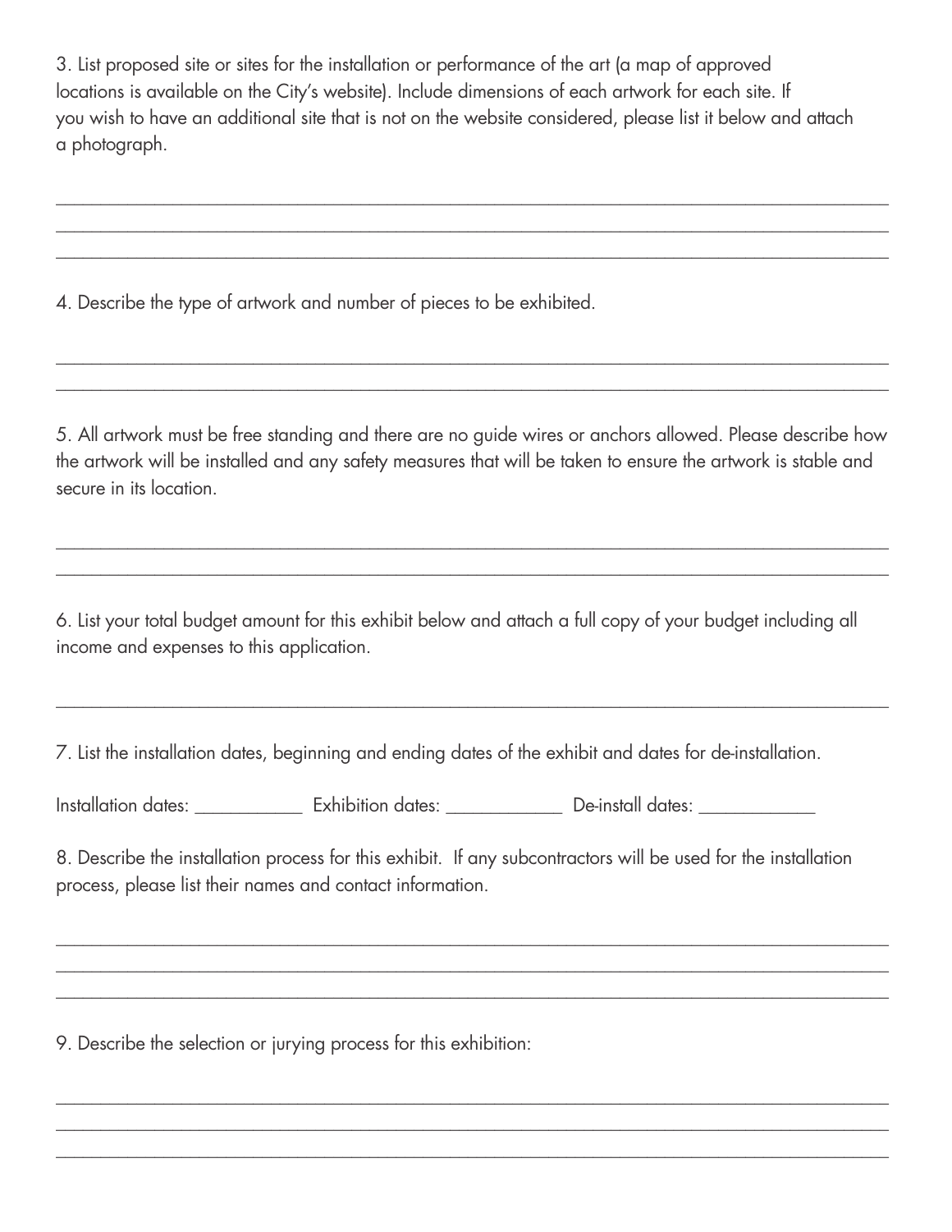3. List proposed site or sites for the installation or performance of the art (a map of approved locations is available on the City's website). Include dimensions of each artwork for each site. If you wish to have an additional site that is not on the website considered, please list it below and attach a photograph.

_______________________________________________________________________________
_______________________________________________________________________________
_______________________________________________________________________________

4. Describe the type of artwork and number of pieces to be exhibited.

_______________________________________________________________________________
_______________________________________________________________________________

5. All artwork must be free standing and there are no guide wires or anchors allowed. Please describe how the artwork will be installed and any safety measures that will be taken to ensure the artwork is stable and secure in its location.

_______________________________________________________________________________
_______________________________________________________________________________

6. List your total budget amount for this exhibit below and attach a full copy of your budget including all income and expenses to this application.

_______________________________________________________________________________

7. List the installation dates, beginning and ending dates of the exhibit and dates for de-installation.

Installation dates: ___________ Exhibition dates: ____________ De-install dates: ____________

8. Describe the installation process for this exhibit. If any subcontractors will be used for the installation process, please list their names and contact information.

_______________________________________________________________________________
_______________________________________________________________________________
_______________________________________________________________________________

9. Describe the selection or jurying process for this exhibition:

_______________________________________________________________________________
_______________________________________________________________________________
_______________________________________________________________________________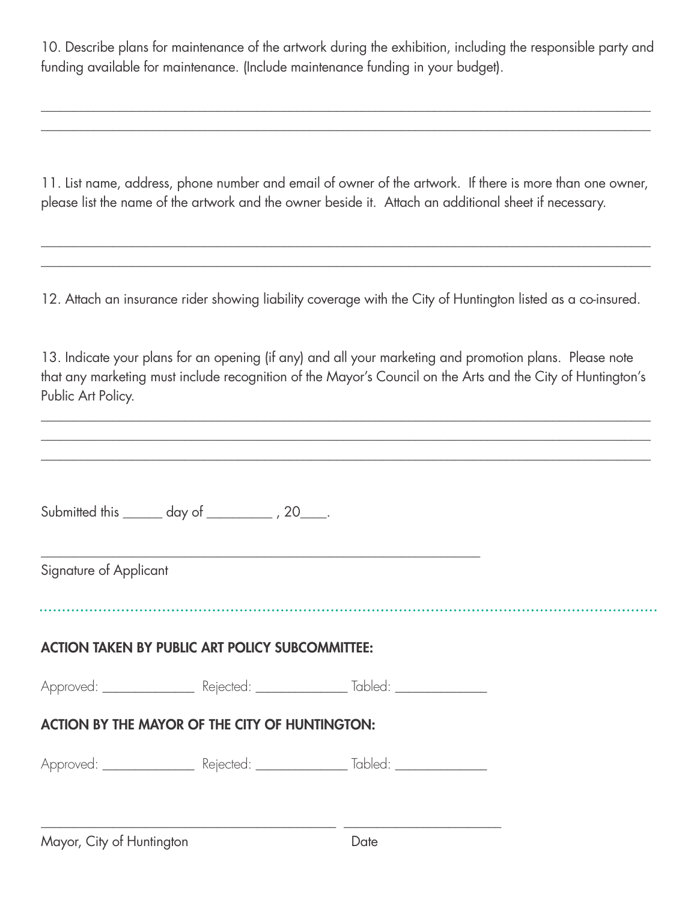10. Describe plans for maintenance of the artwork during the exhibition, including the responsible party and funding available for maintenance. (Include maintenance funding in your budget).

______________________________________________________________________________

______________________________________________________________________________

11. List name, address, phone number and email of owner of the artwork. If there is more than one owner, please list the name of the artwork and the owner beside it. Attach an additional sheet if necessary.

______________________________________________________________________________

______________________________________________________________________________

12. Attach an insurance rider showing liability coverage with the City of Huntington listed as a co-insured.

13. Indicate your plans for an opening (if any) and all your marketing and promotion plans. Please note that any marketing must include recognition of the Mayor's Council on the Arts and the City of Huntington's Public Art Policy.

______________________________________________________________________________

______________________________________________________________________________

______________________________________________________________________________

Submitted this ______ day of _________ , 20____.

_______________________________________________________

Signature of Applicant

**ACTION TAKEN BY PUBLIC ART POLICY SUBCOMMITTEE:**

Approved: _____________ Rejected: _____________ Tabled: _____________

**ACTION BY THE MAYOR OF THE CITY OF HUNTINGTON:**

Approved: _____________ Rejected: _____________ Tabled: _____________

_______________________________________ _____________________

Mayor, City of Huntington Date